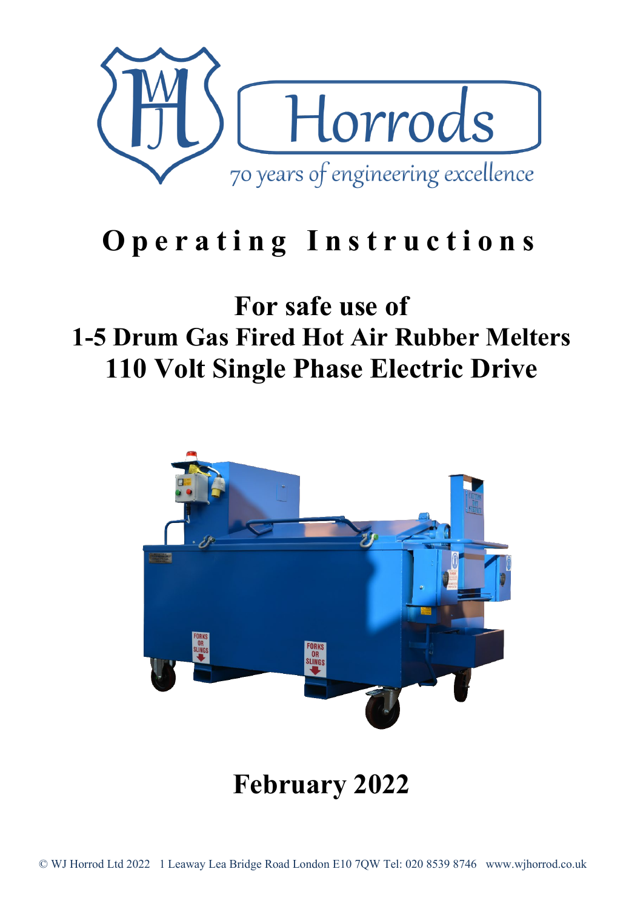Horrods

70 years of engineering excellence

# Operating Instructions

## For safe use of
## 1-5 Drum Gas Fired Hot Air Rubber Melters
## 110 Volt Single Phase Electric Drive

## February 2022

© WJ Horrod Ltd 2022 1 Leaway Lea Bridge Road London E10 7QW Tel: 020 8539 8746 www.wjhorrod.co.uk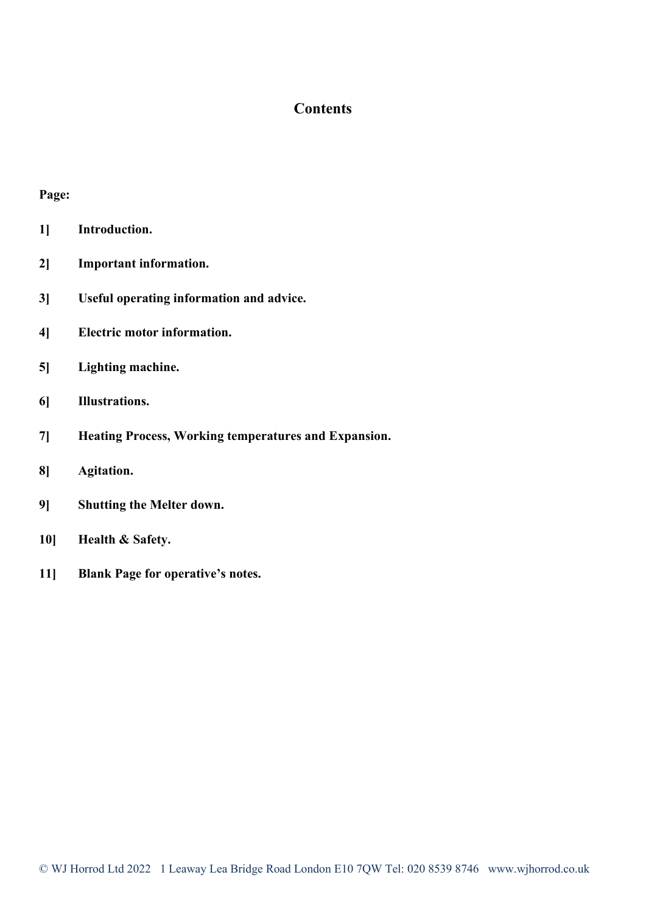# Contents

**Page:**

**1]** **Introduction.**

**2]** **Important information.**

**3]** **Useful operating information and advice.**

**4]** **Electric motor information.**

**5]** **Lighting machine.**

**6]** **Illustrations.**

**7]** **Heating Process, Working temperatures and Expansion.**

**8]** **Agitation.**

**9]** **Shutting the Melter down.**

**10]** **Health & Safety.**

**11]** **Blank Page for operative's notes.**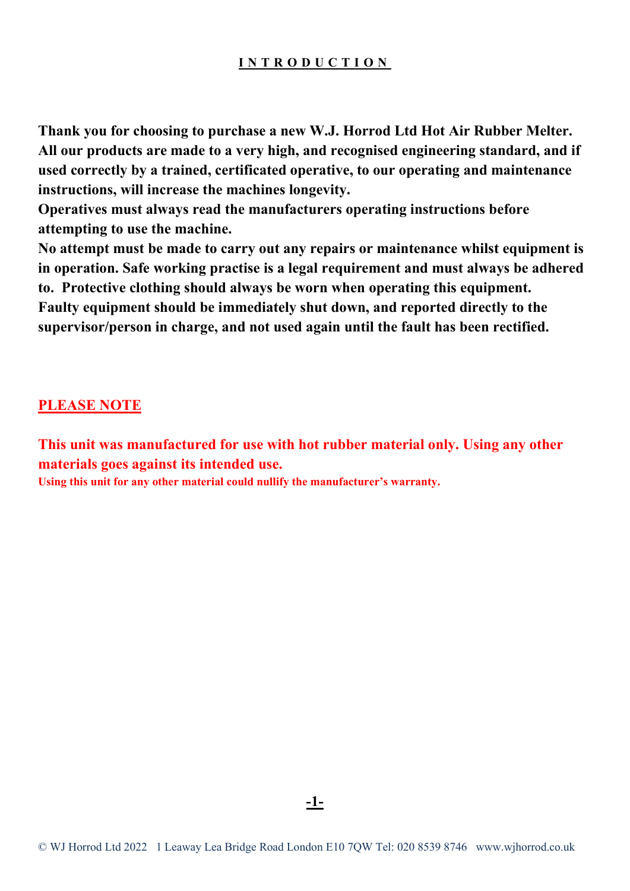# INTRODUCTION

**Thank you for choosing to purchase a new W.J. Horrod Ltd Hot Air Rubber Melter. All our products are made to a very high, and recognised engineering standard, and if used correctly by a trained, certificated operative, to our operating and maintenance instructions, will increase the machines longevity.**
**Operatives must always read the manufacturers operating instructions before attempting to use the machine.**
**No attempt must be made to carry out any repairs or maintenance whilst equipment is in operation. Safe working practise is a legal requirement and must always be adhered to. Protective clothing should always be worn when operating this equipment.**
**Faulty equipment should be immediately shut down, and reported directly to the supervisor/person in charge, and not used again until the fault has been rectified.**

## PLEASE NOTE

**This unit was manufactured for use with hot rubber material only. Using any other materials goes against its intended use.**
**Using this unit for any other material could nullify the manufacturer's warranty.**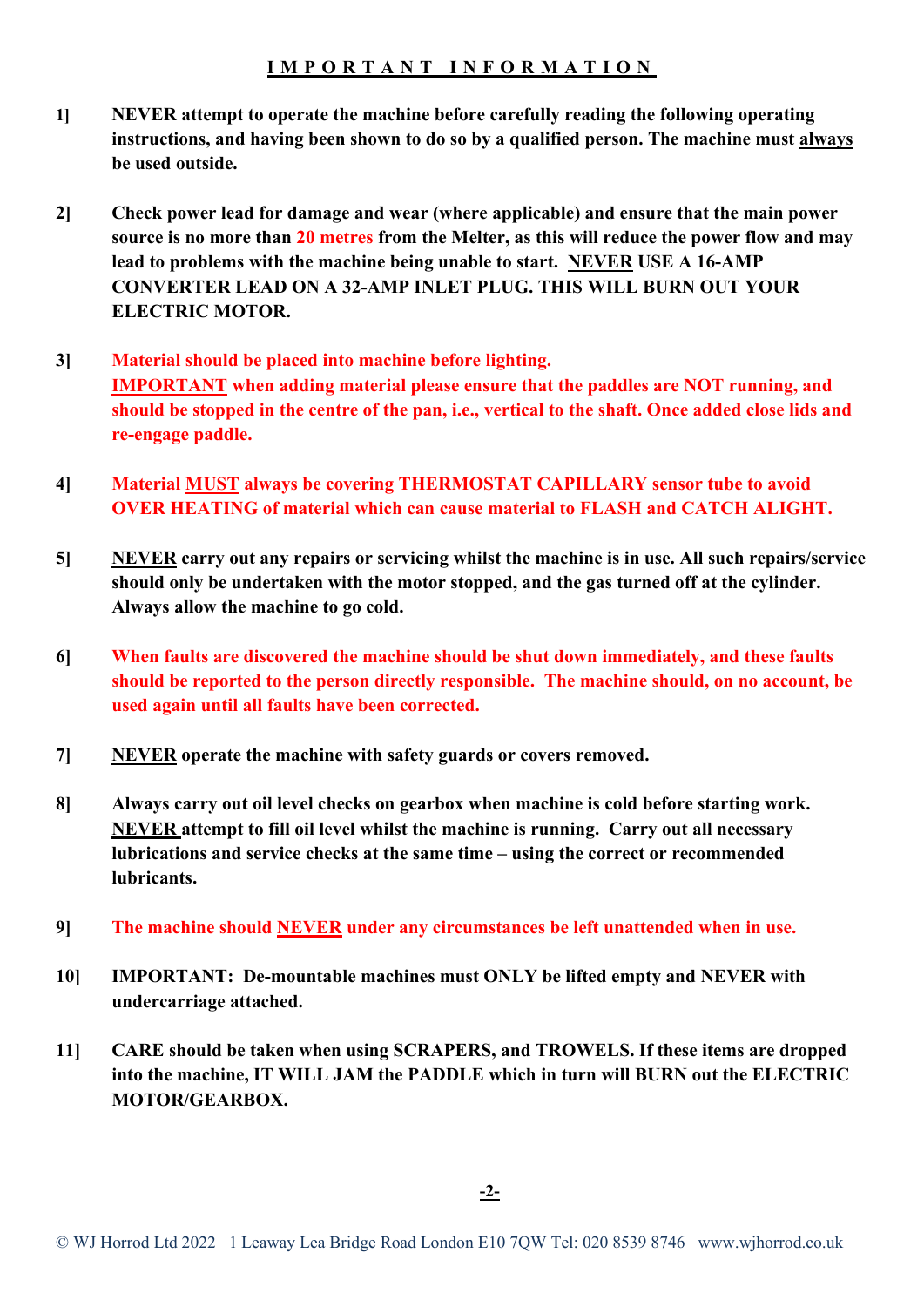# IMPORTANT INFORMATION

1] **NEVER attempt to operate the machine before carefully reading the following operating instructions, and having been shown to do so by a qualified person. The machine must always be used outside.**

2] **Check power lead for damage and wear (where applicable) and ensure that the main power source is no more than 20 metres from the Melter, as this will reduce the power flow and may lead to problems with the machine being unable to start. NEVER USE A 16-AMP CONVERTER LEAD ON A 32-AMP INLET PLUG. THIS WILL BURN OUT YOUR ELECTRIC MOTOR.**

3] **Material should be placed into machine before lighting.**
**IMPORTANT when adding material please ensure that the paddles are NOT running, and should be stopped in the centre of the pan, i.e., vertical to the shaft. Once added close lids and re-engage paddle.**

4] **Material MUST always be covering THERMOSTAT CAPILLARY sensor tube to avoid OVER HEATING of material which can cause material to FLASH and CATCH ALIGHT.**

5] **NEVER carry out any repairs or servicing whilst the machine is in use. All such repairs/service should only be undertaken with the motor stopped, and the gas turned off at the cylinder. Always allow the machine to go cold.**

6] **When faults are discovered the machine should be shut down immediately, and these faults should be reported to the person directly responsible. The machine should, on no account, be used again until all faults have been corrected.**

7] **NEVER operate the machine with safety guards or covers removed.**

8] **Always carry out oil level checks on gearbox when machine is cold before starting work. NEVER attempt to fill oil level whilst the machine is running. Carry out all necessary lubrications and service checks at the same time – using the correct or recommended lubricants.**

9] **The machine should NEVER under any circumstances be left unattended when in use.**

10] **IMPORTANT: De-mountable machines must ONLY be lifted empty and NEVER with undercarriage attached.**

11] **CARE should be taken when using SCRAPERS, and TROWELS. If these items are dropped into the machine, IT WILL JAM the PADDLE which in turn will BURN out the ELECTRIC MOTOR/GEARBOX.**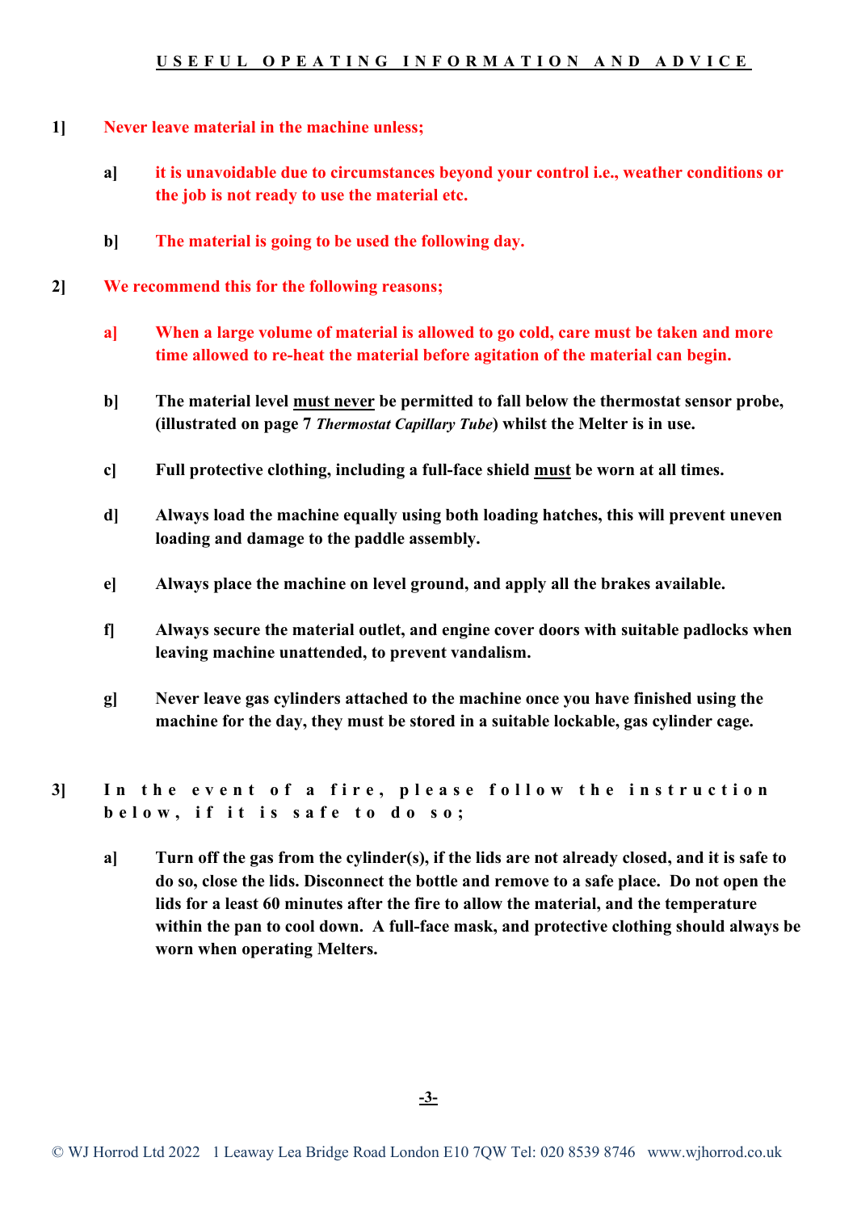## USEFUL OPEATING INFORMATION AND ADVICE

**1]** **Never leave material in the machine unless;**

- **a]** **it is unavoidable due to circumstances beyond your control i.e., weather conditions or the job is not ready to use the material etc.**
- **b]** **The material is going to be used the following day.**

**2]** **We recommend this for the following reasons;**

- **a]** **When a large volume of material is allowed to go cold, care must be taken and more time allowed to re-heat the material before agitation of the material can begin.**
- **b]** **The material level <u>must never</u> be permitted to fall below the thermostat sensor probe, (illustrated on page 7 *Thermostat Capillary Tube*) whilst the Melter is in use.**
- **c]** **Full protective clothing, including a full-face shield <u>must</u> be worn at all times.**
- **d]** **Always load the machine equally using both loading hatches, this will prevent uneven loading and damage to the paddle assembly.**
- **e]** **Always place the machine on level ground, and apply all the brakes available.**
- **f]** **Always secure the material outlet, and engine cover doors with suitable padlocks when leaving machine unattended, to prevent vandalism.**
- **g]** **Never leave gas cylinders attached to the machine once you have finished using the machine for the day, they must be stored in a suitable lockable, gas cylinder cage.**

**3]** **In the event of a fire, please follow the instruction below, if it is safe to do so;**

- **a]** **Turn off the gas from the cylinder(s), if the lids are not already closed, and it is safe to do so, close the lids. Disconnect the bottle and remove to a safe place. Do not open the lids for a least 60 minutes after the fire to allow the material, and the temperature within the pan to cool down. A full-face mask, and protective clothing should always be worn when operating Melters.**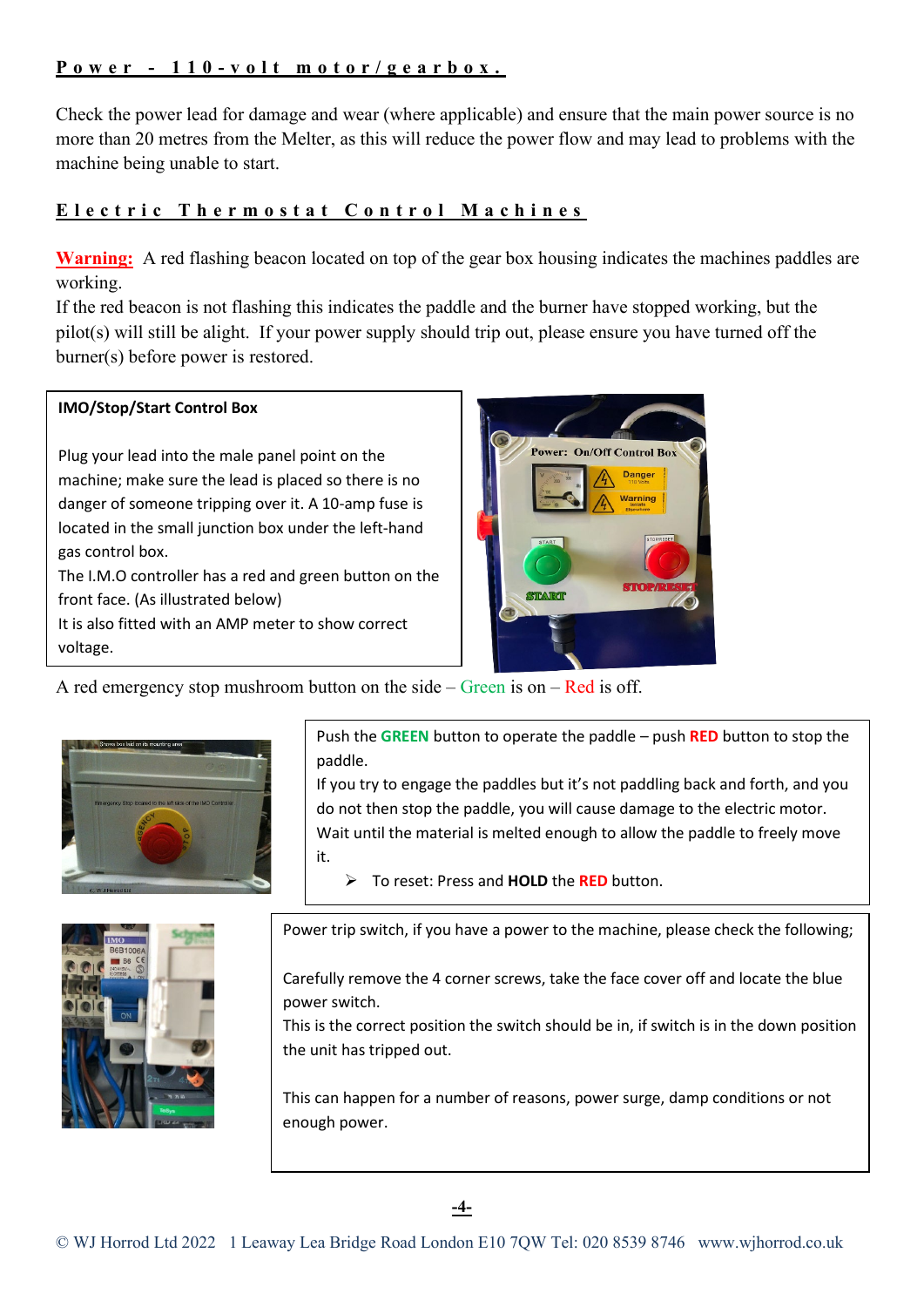## Power - 110-volt motor/gearbox.

Check the power lead for damage and wear (where applicable) and ensure that the main power source is no more than 20 metres from the Melter, as this will reduce the power flow and may lead to problems with the machine being unable to start.

## Electric Thermostat Control Machines

**Warning:** A red flashing beacon located on top of the gear box housing indicates the machines paddles are working.
If the red beacon is not flashing this indicates the paddle and the burner have stopped working, but the pilot(s) will still be alight. If your power supply should trip out, please ensure you have turned off the burner(s) before power is restored.

**IMO/Stop/Start Control Box**

Plug your lead into the male panel point on the machine; make sure the lead is placed so there is no danger of someone tripping over it. A 10-amp fuse is located in the small junction box under the left-hand gas control box.
The I.M.O controller has a red and green button on the front face. (As illustrated below)
It is also fitted with an AMP meter to show correct voltage.

A red emergency stop mushroom button on the side – Green is on – Red is off.

Push the **GREEN** button to operate the paddle – push **RED** button to stop the paddle.
If you try to engage the paddles but it's not paddling back and forth, and you do not then stop the paddle, you will cause damage to the electric motor.
Wait until the material is melted enough to allow the paddle to freely move it.

- To reset: Press and **HOLD** the **RED** button.

Power trip switch, if you have a power to the machine, please check the following;

Carefully remove the 4 corner screws, take the face cover off and locate the blue power switch.
This is the correct position the switch should be in, if switch is in the down position the unit has tripped out.

This can happen for a number of reasons, power surge, damp conditions or not enough power.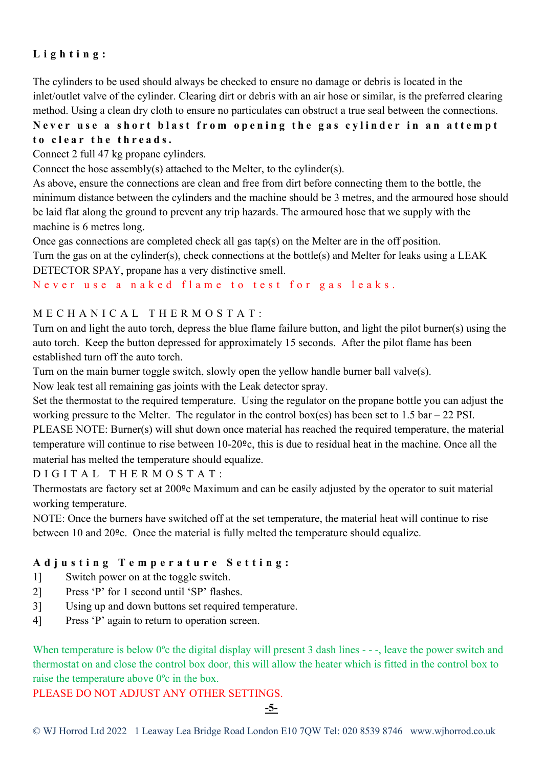## Lighting:

The cylinders to be used should always be checked to ensure no damage or debris is located in the inlet/outlet valve of the cylinder. Clearing dirt or debris with an air hose or similar, is the preferred clearing method. Using a clean dry cloth to ensure no particulates can obstruct a true seal between the connections.

**Never use a short blast from opening the gas cylinder in an attempt to clear the threads.**

Connect 2 full 47 kg propane cylinders.

Connect the hose assembly(s) attached to the Melter, to the cylinder(s).

As above, ensure the connections are clean and free from dirt before connecting them to the bottle, the minimum distance between the cylinders and the machine should be 3 metres, and the armoured hose should be laid flat along the ground to prevent any trip hazards. The armoured hose that we supply with the machine is 6 metres long.

Once gas connections are completed check all gas tap(s) on the Melter are in the off position.

Turn the gas on at the cylinder(s), check connections at the bottle(s) and Melter for leaks using a LEAK DETECTOR SPAY, propane has a very distinctive smell.

Never use a naked flame to test for gas leaks.

### MECHANICAL THERMOSTAT:

Turn on and light the auto torch, depress the blue flame failure button, and light the pilot burner(s) using the auto torch. Keep the button depressed for approximately 15 seconds. After the pilot flame has been established turn off the auto torch.

Turn on the main burner toggle switch, slowly open the yellow handle burner ball valve(s).

Now leak test all remaining gas joints with the Leak detector spray.

Set the thermostat to the required temperature. Using the regulator on the propane bottle you can adjust the working pressure to the Melter. The regulator in the control box(es) has been set to 1.5 bar – 22 PSI.

PLEASE NOTE: Burner(s) will shut down once material has reached the required temperature, the material temperature will continue to rise between 10-20ºc, this is due to residual heat in the machine. Once all the material has melted the temperature should equalize.

### DIGITAL THERMOSTAT:

Thermostats are factory set at 200ºc Maximum and can be easily adjusted by the operator to suit material working temperature.

NOTE: Once the burners have switched off at the set temperature, the material heat will continue to rise between 10 and 20ºc. Once the material is fully melted the temperature should equalize.

## Adjusting Temperature Setting:

1] Switch power on at the toggle switch.
2] Press ‘P’ for 1 second until ‘SP’ flashes.
3] Using up and down buttons set required temperature.
4] Press ‘P’ again to return to operation screen.

When temperature is below 0ºc the digital display will present 3 dash lines - - -, leave the power switch and thermostat on and close the control box door, this will allow the heater which is fitted in the control box to raise the temperature above 0ºc in the box.

PLEASE DO NOT ADJUST ANY OTHER SETTINGS.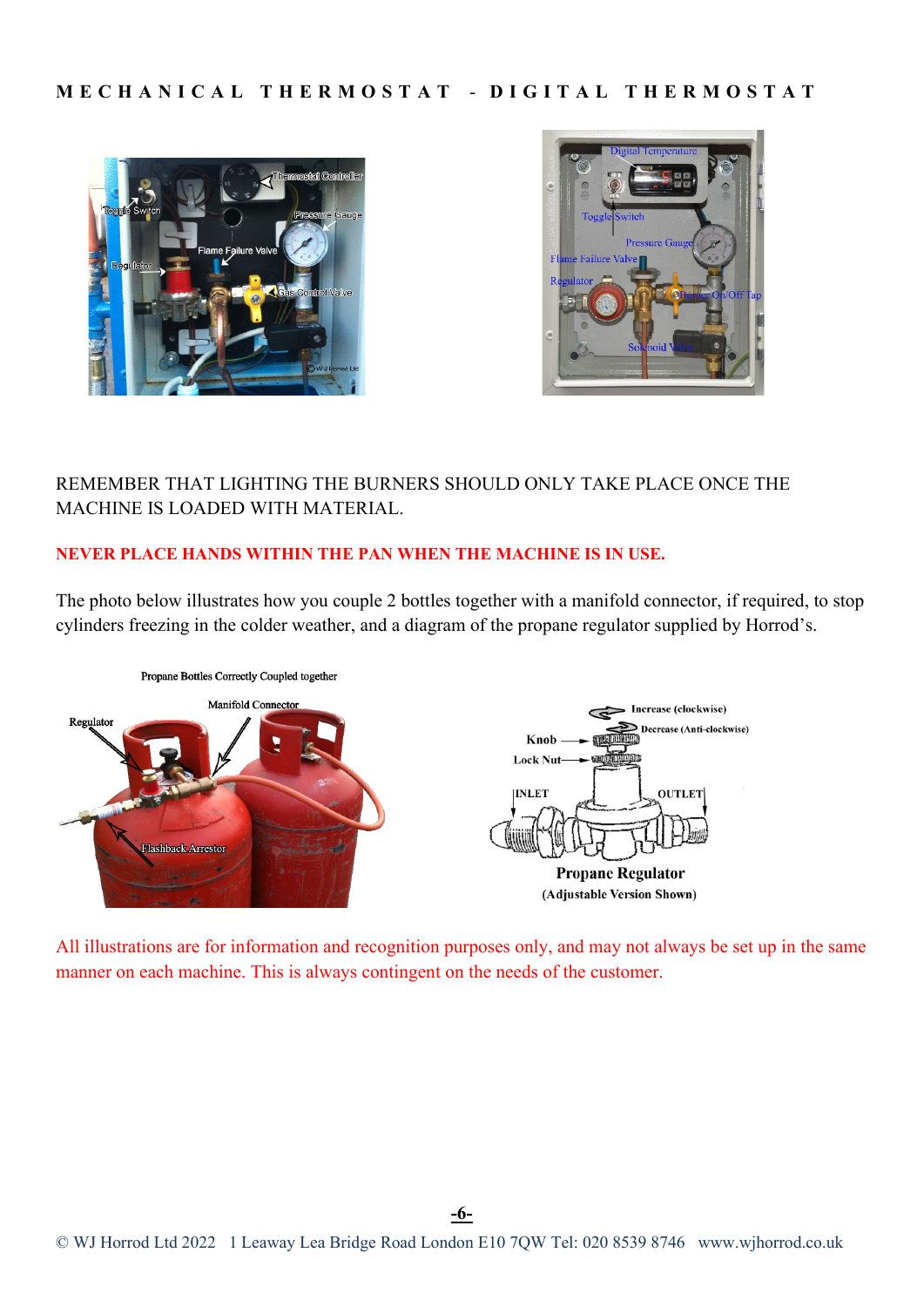## MECHANICAL THERMOSTAT - DIGITAL THERMOSTAT

REMEMBER THAT LIGHTING THE BURNERS SHOULD ONLY TAKE PLACE ONCE THE MACHINE IS LOADED WITH MATERIAL.

**NEVER PLACE HANDS WITHIN THE PAN WHEN THE MACHINE IS IN USE.**

The photo below illustrates how you couple 2 bottles together with a manifold connector, if required, to stop cylinders freezing in the colder weather, and a diagram of the propane regulator supplied by Horrod's.

All illustrations are for information and recognition purposes only, and may not always be set up in the same manner on each machine. This is always contingent on the needs of the customer.

© WJ Horrod Ltd 2022 1 Leaway Lea Bridge Road London E10 7QW Tel: 020 8539 8746 www.wjhorrod.co.uk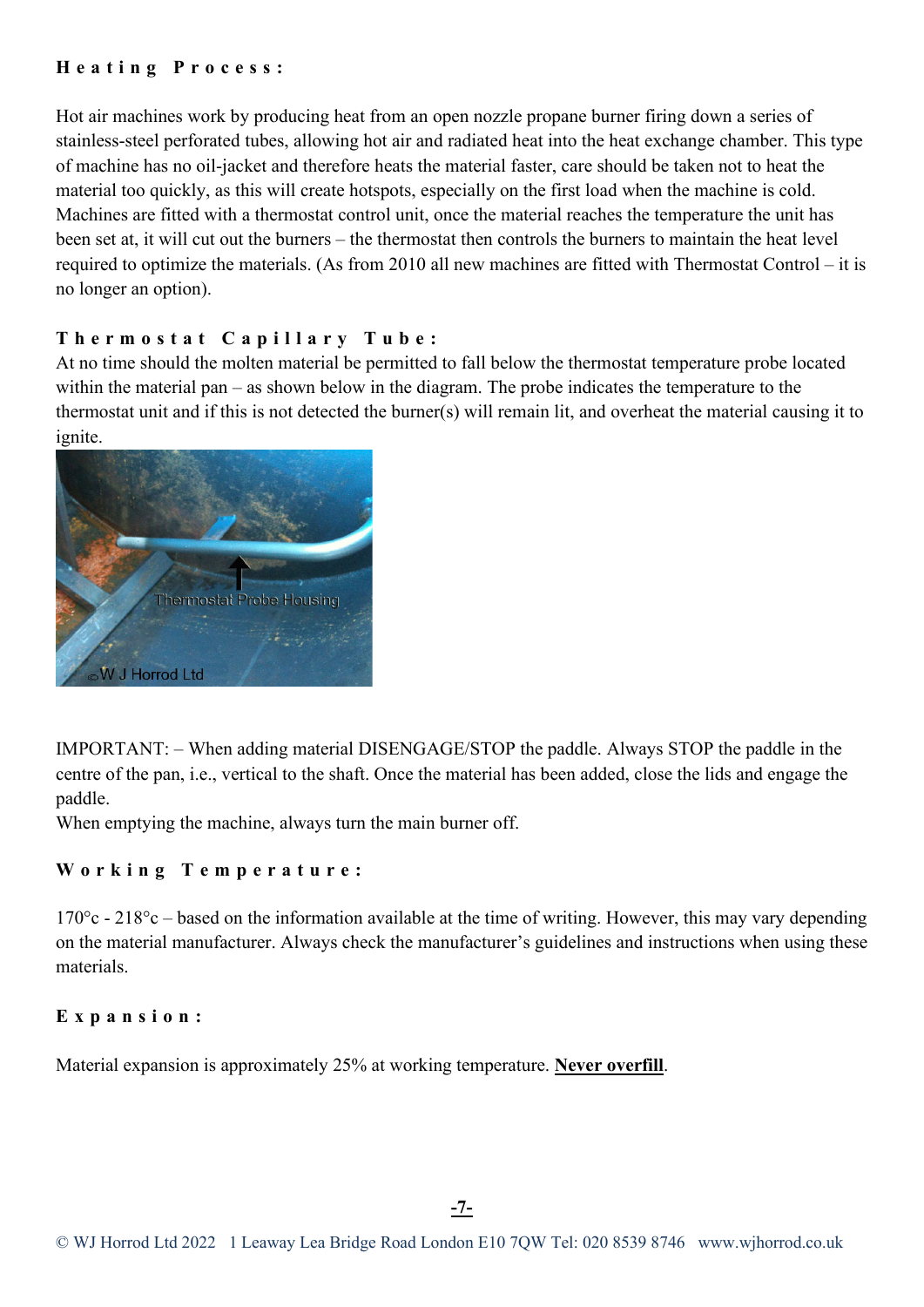### Heating Process:

Hot air machines work by producing heat from an open nozzle propane burner firing down a series of stainless-steel perforated tubes, allowing hot air and radiated heat into the heat exchange chamber. This type of machine has no oil-jacket and therefore heats the material faster, care should be taken not to heat the material too quickly, as this will create hotspots, especially on the first load when the machine is cold. Machines are fitted with a thermostat control unit, once the material reaches the temperature the unit has been set at, it will cut out the burners – the thermostat then controls the burners to maintain the heat level required to optimize the materials. (As from 2010 all new machines are fitted with Thermostat Control – it is no longer an option).

### Thermostat Capillary Tube:

At no time should the molten material be permitted to fall below the thermostat temperature probe located within the material pan – as shown below in the diagram. The probe indicates the temperature to the thermostat unit and if this is not detected the burner(s) will remain lit, and overheat the material causing it to ignite.

IMPORTANT: – When adding material DISENGAGE/STOP the paddle. Always STOP the paddle in the centre of the pan, i.e., vertical to the shaft. Once the material has been added, close the lids and engage the paddle.

When emptying the machine, always turn the main burner off.

### Working Temperature:

170°c - 218°c – based on the information available at the time of writing. However, this may vary depending on the material manufacturer. Always check the manufacturer's guidelines and instructions when using these materials.

### Expansion:

Material expansion is approximately 25% at working temperature. **Never overfill**.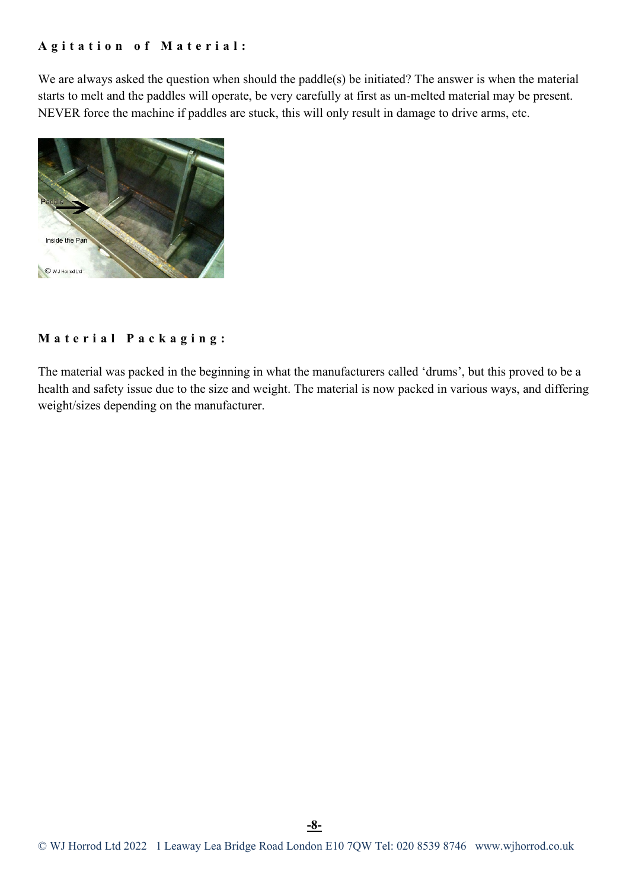**Agitation of Material:**

We are always asked the question when should the paddle(s) be initiated? The answer is when the material starts to melt and the paddles will operate, be very carefully at first as un-melted material may be present. NEVER force the machine if paddles are stuck, this will only result in damage to drive arms, etc.

**Material Packaging:**

The material was packed in the beginning in what the manufacturers called 'drums', but this proved to be a health and safety issue due to the size and weight. The material is now packed in various ways, and differing weight/sizes depending on the manufacturer.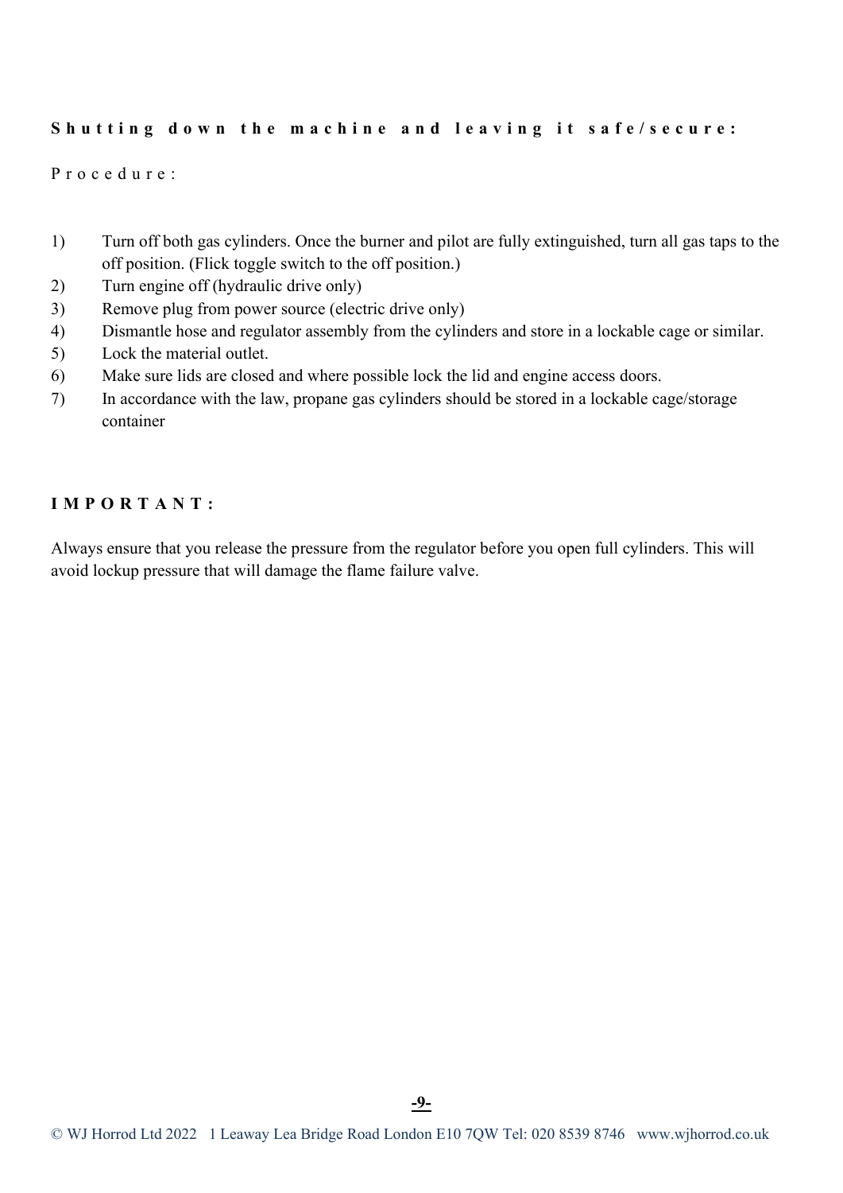**Shutting down the machine and leaving it safe/secure:**

Procedure:

1) Turn off both gas cylinders. Once the burner and pilot are fully extinguished, turn all gas taps to the off position. (Flick toggle switch to the off position.)
2) Turn engine off (hydraulic drive only)
3) Remove plug from power source (electric drive only)
4) Dismantle hose and regulator assembly from the cylinders and store in a lockable cage or similar.
5) Lock the material outlet.
6) Make sure lids are closed and where possible lock the lid and engine access doors.
7) In accordance with the law, propane gas cylinders should be stored in a lockable cage/storage container

**IMPORTANT:**

Always ensure that you release the pressure from the regulator before you open full cylinders. This will avoid lockup pressure that will damage the flame failure valve.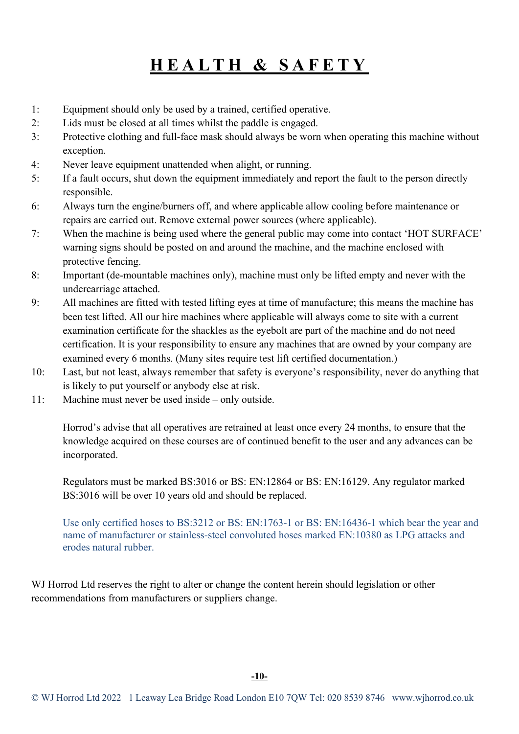# HEALTH & SAFETY

1: Equipment should only be used by a trained, certified operative.
2: Lids must be closed at all times whilst the paddle is engaged.
3: Protective clothing and full-face mask should always be worn when operating this machine without exception.
4: Never leave equipment unattended when alight, or running.
5: If a fault occurs, shut down the equipment immediately and report the fault to the person directly responsible.
6: Always turn the engine/burners off, and where applicable allow cooling before maintenance or repairs are carried out. Remove external power sources (where applicable).
7: When the machine is being used where the general public may come into contact 'HOT SURFACE' warning signs should be posted on and around the machine, and the machine enclosed with protective fencing.
8: Important (de-mountable machines only), machine must only be lifted empty and never with the undercarriage attached.
9: All machines are fitted with tested lifting eyes at time of manufacture; this means the machine has been test lifted. All our hire machines where applicable will always come to site with a current examination certificate for the shackles as the eyebolt are part of the machine and do not need certification. It is your responsibility to ensure any machines that are owned by your company are examined every 6 months. (Many sites require test lift certified documentation.)
10: Last, but not least, always remember that safety is everyone's responsibility, never do anything that is likely to put yourself or anybody else at risk.
11: Machine must never be used inside – only outside.

Horrod's advise that all operatives are retrained at least once every 24 months, to ensure that the knowledge acquired on these courses are of continued benefit to the user and any advances can be incorporated.

Regulators must be marked BS:3016 or BS: EN:12864 or BS: EN:16129. Any regulator marked BS:3016 will be over 10 years old and should be replaced.

Use only certified hoses to BS:3212 or BS: EN:1763-1 or BS: EN:16436-1 which bear the year and name of manufacturer or stainless-steel convoluted hoses marked EN:10380 as LPG attacks and erodes natural rubber.

WJ Horrod Ltd reserves the right to alter or change the content herein should legislation or other recommendations from manufacturers or suppliers change.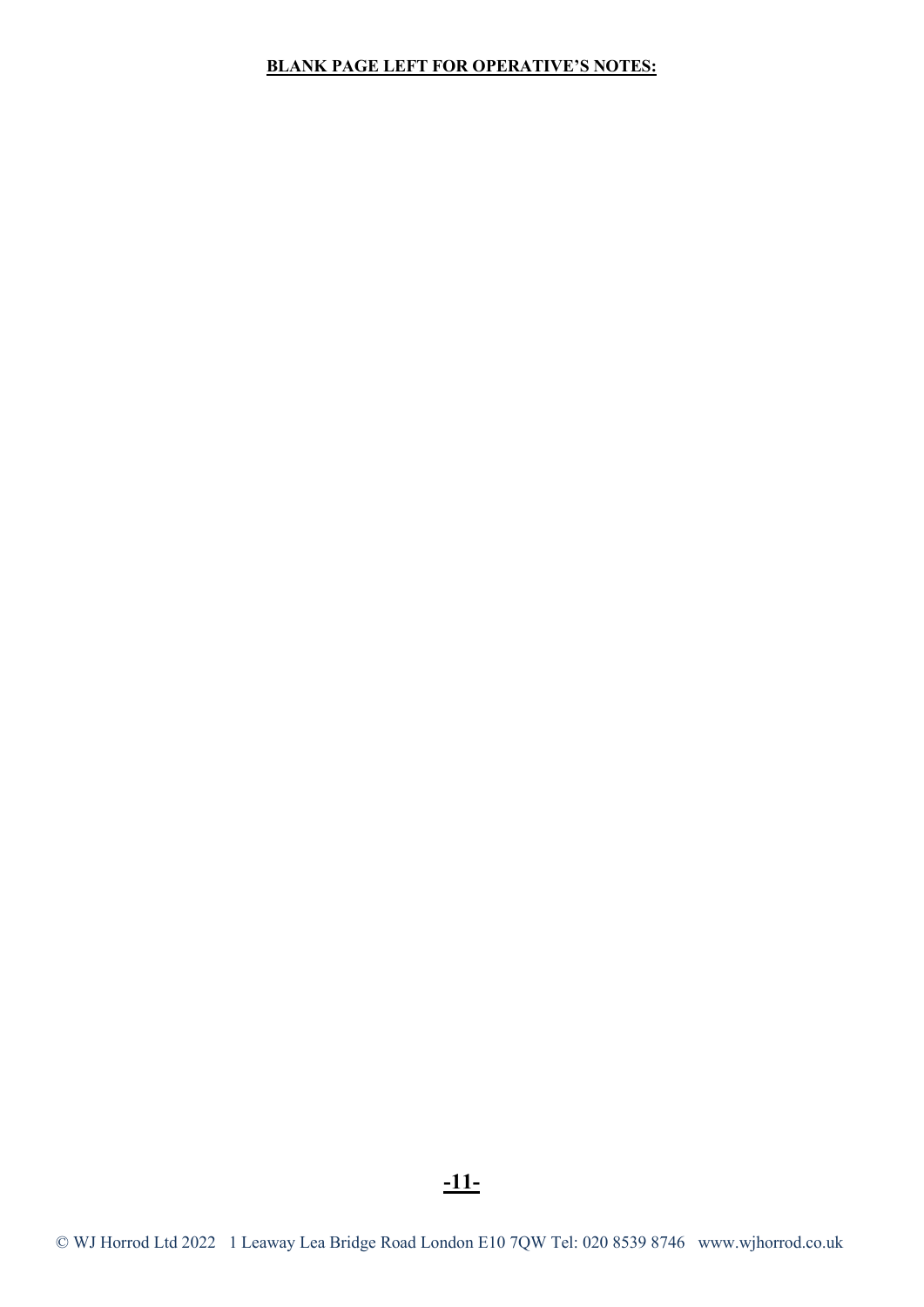**BLANK PAGE LEFT FOR OPERATIVE'S NOTES:**